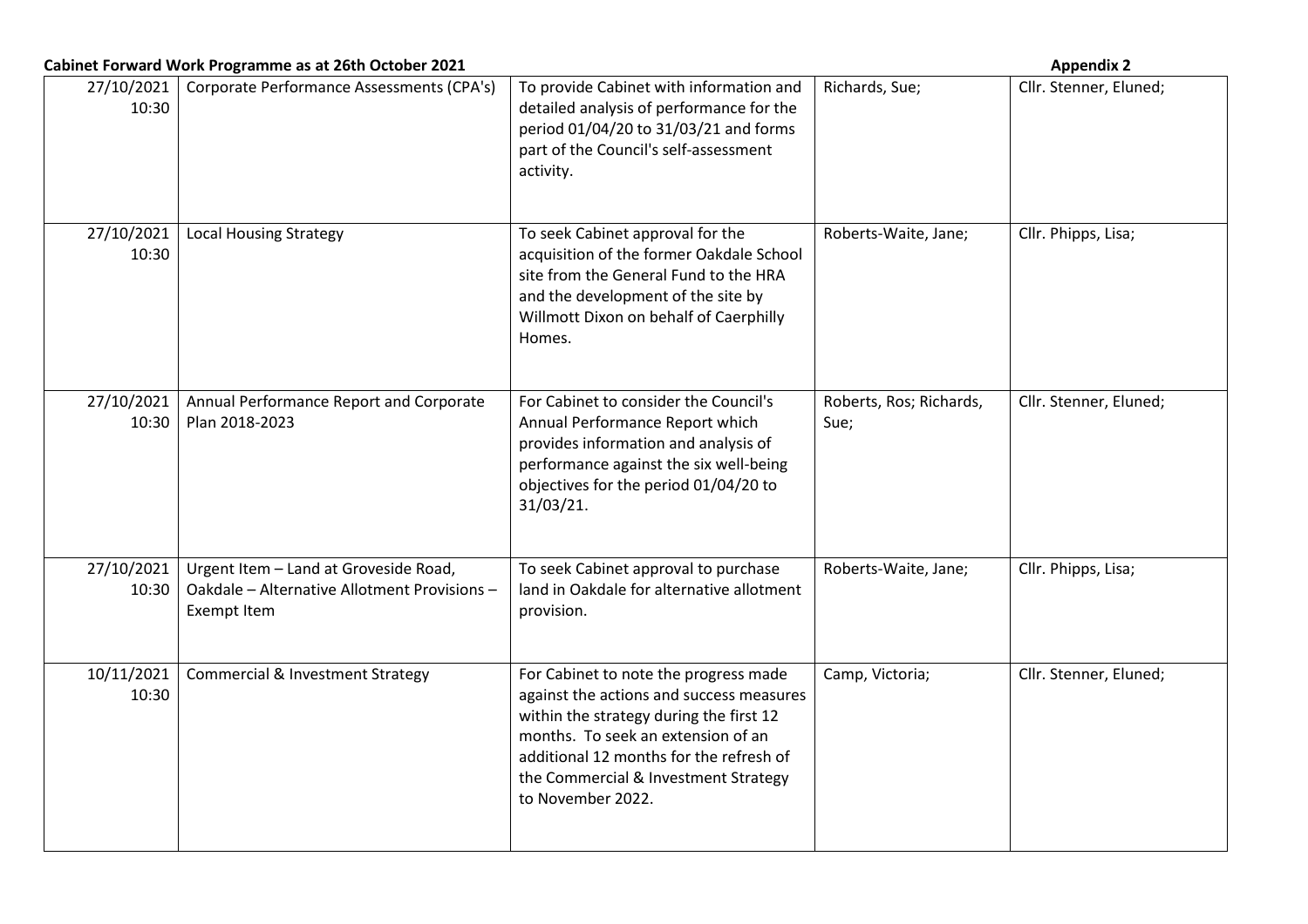**Cabinet Forward Work Programme as at 26th October 2021** **Appendix 2**

| | | | | |
|---|---|---|---|---|
| 27/10/2021 10:30 | Corporate Performance Assessments (CPA's) | To provide Cabinet with information and detailed analysis of performance for the period 01/04/20 to 31/03/21 and forms part of the Council's self-assessment activity. | Richards, Sue; | Cllr. Stenner, Eluned; |
| 27/10/2021 10:30 | Local Housing Strategy | To seek Cabinet approval for the acquisition of the former Oakdale School site from the General Fund to the HRA and the development of the site by Willmott Dixon on behalf of Caerphilly Homes. | Roberts-Waite, Jane; | Cllr. Phipps, Lisa; |
| 27/10/2021 10:30 | Annual Performance Report and Corporate Plan 2018-2023 | For Cabinet to consider the Council's Annual Performance Report which provides information and analysis of performance against the six well-being objectives for the period 01/04/20 to 31/03/21. | Roberts, Ros; Richards, Sue; | Cllr. Stenner, Eluned; |
| 27/10/2021 10:30 | Urgent Item – Land at Groveside Road, Oakdale – Alternative Allotment Provisions – Exempt Item | To seek Cabinet approval to purchase land in Oakdale for alternative allotment provision. | Roberts-Waite, Jane; | Cllr. Phipps, Lisa; |
| 10/11/2021 10:30 | Commercial & Investment Strategy | For Cabinet to note the progress made against the actions and success measures within the strategy during the first 12 months. To seek an extension of an additional 12 months for the refresh of the Commercial & Investment Strategy to November 2022. | Camp, Victoria; | Cllr. Stenner, Eluned; |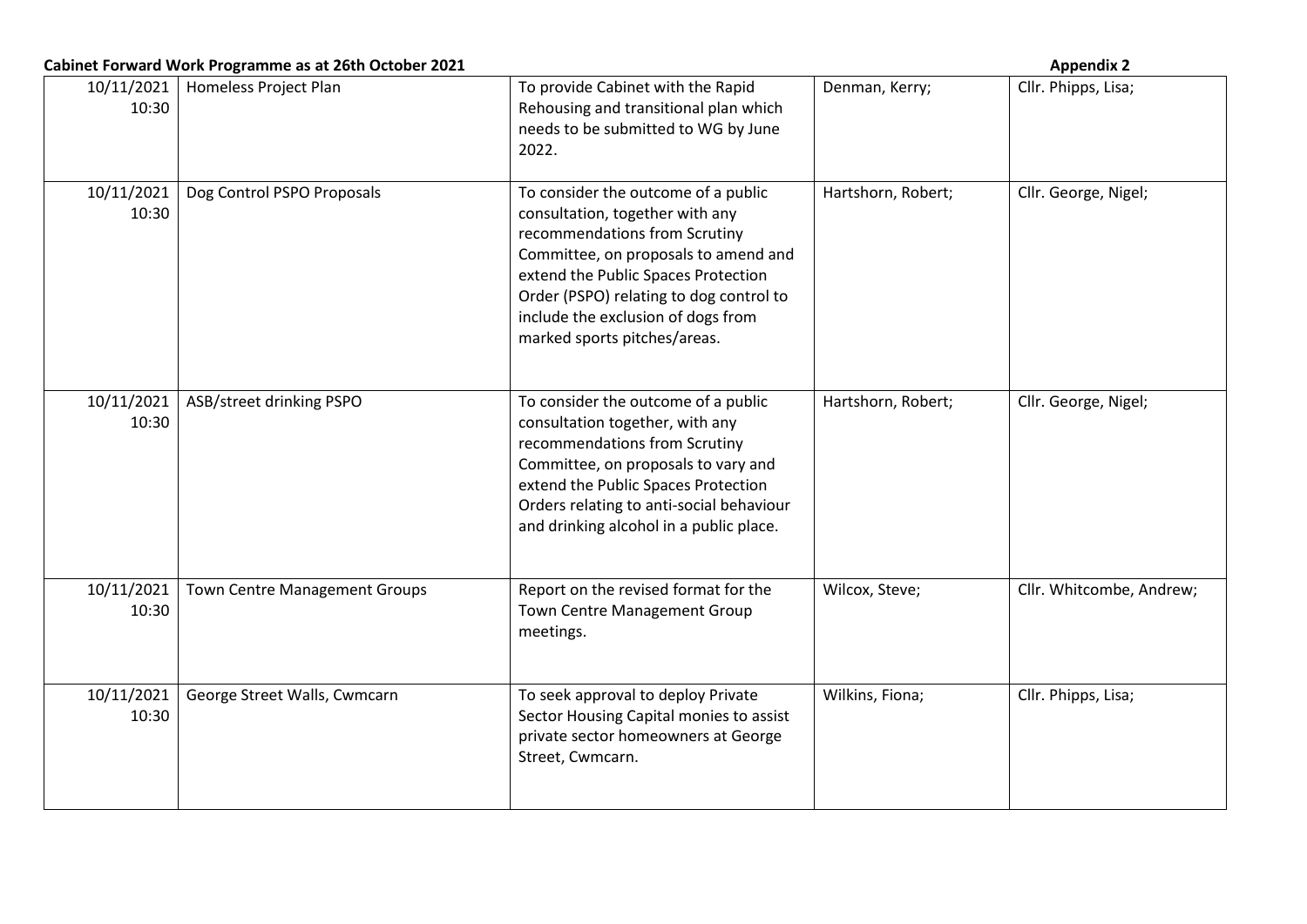**Cabinet Forward Work Programme as at 26th October 2021** **Appendix 2**

| | | | | |
|---|---|---|---|---|
| 10/11/2021 10:30 | Homeless Project Plan | To provide Cabinet with the Rapid Rehousing and transitional plan which needs to be submitted to WG by June 2022. | Denman, Kerry; | Cllr. Phipps, Lisa; |
| 10/11/2021 10:30 | Dog Control PSPO Proposals | To consider the outcome of a public consultation, together with any recommendations from Scrutiny Committee, on proposals to amend and extend the Public Spaces Protection Order (PSPO) relating to dog control to include the exclusion of dogs from marked sports pitches/areas. | Hartshorn, Robert; | Cllr. George, Nigel; |
| 10/11/2021 10:30 | ASB/street drinking PSPO | To consider the outcome of a public consultation together, with any recommendations from Scrutiny Committee, on proposals to vary and extend the Public Spaces Protection Orders relating to anti-social behaviour and drinking alcohol in a public place. | Hartshorn, Robert; | Cllr. George, Nigel; |
| 10/11/2021 10:30 | Town Centre Management Groups | Report on the revised format for the Town Centre Management Group meetings. | Wilcox, Steve; | Cllr. Whitcombe, Andrew; |
| 10/11/2021 10:30 | George Street Walls, Cwmcarn | To seek approval to deploy Private Sector Housing Capital monies to assist private sector homeowners at George Street, Cwmcarn. | Wilkins, Fiona; | Cllr. Phipps, Lisa; |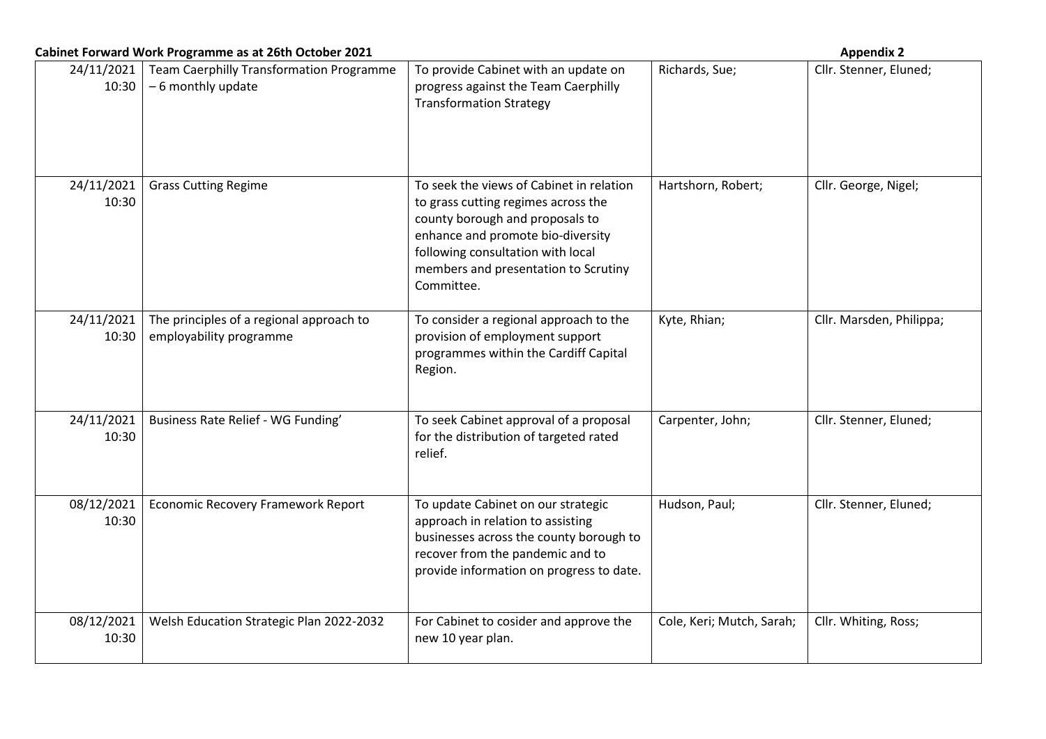**Cabinet Forward Work Programme as at 26th October 2021** **Appendix 2**

| | | | | |
|---|---|---|---|---|
| 24/11/2021 10:30 | Team Caerphilly Transformation Programme – 6 monthly update | To provide Cabinet with an update on progress against the Team Caerphilly Transformation Strategy | Richards, Sue; | Cllr. Stenner, Eluned; |
| 24/11/2021 10:30 | Grass Cutting Regime | To seek the views of Cabinet in relation to grass cutting regimes across the county borough and proposals to enhance and promote bio-diversity following consultation with local members and presentation to Scrutiny Committee. | Hartshorn, Robert; | Cllr. George, Nigel; |
| 24/11/2021 10:30 | The principles of a regional approach to employability programme | To consider a regional approach to the provision of employment support programmes within the Cardiff Capital Region. | Kyte, Rhian; | Cllr. Marsden, Philippa; |
| 24/11/2021 10:30 | Business Rate Relief - WG Funding' | To seek Cabinet approval of a proposal for the distribution of targeted rated relief. | Carpenter, John; | Cllr. Stenner, Eluned; |
| 08/12/2021 10:30 | Economic Recovery Framework Report | To update Cabinet on our strategic approach in relation to assisting businesses across the county borough to recover from the pandemic and to provide information on progress to date. | Hudson, Paul; | Cllr. Stenner, Eluned; |
| 08/12/2021 10:30 | Welsh Education Strategic Plan 2022-2032 | For Cabinet to cosider and approve the new 10 year plan. | Cole, Keri; Mutch, Sarah; | Cllr. Whiting, Ross; |